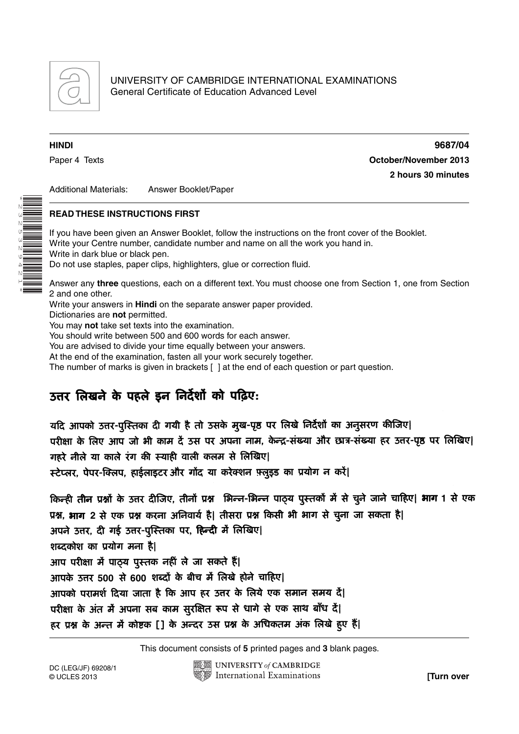UNIVERSITY OF CAMBRIDGE INTERNATIONAL EXAMINATIONS
General Certificate of Education Advanced Level

**HINDI** **9687/04**

Paper 4 Texts **October/November 2013**

**2 hours 30 minutes**

Additional Materials: Answer Booklet/Paper

**READ THESE INSTRUCTIONS FIRST**

If you have been given an Answer Booklet, follow the instructions on the front cover of the Booklet.
Write your Centre number, candidate number and name on all the work you hand in.
Write in dark blue or black pen.
Do not use staples, paper clips, highlighters, glue or correction fluid.

Answer any **three** questions, each on a different text. You must choose one from Section 1, one from Section 2 and one other.
Write your answers in **Hindi** on the separate answer paper provided.
Dictionaries are **not** permitted.
You may **not** take set texts into the examination.
You should write between 500 and 600 words for each answer.
You are advised to divide your time equally between your answers.
At the end of the examination, fasten all your work securely together.
The number of marks is given in brackets [ ] at the end of each question or part question.

## उत्तर लिखने के पहले इन निर्देशों को पढ़िए:

यदि आपको उत्तर-पुस्तिका दी गयी है तो उसके मुख-पृष्ठ पर लिखे निर्देशों का अनुसरण कीजिए।
परीक्षा के लिए आप जो भी काम दें उस पर अपना नाम, केन्द्र-संख्या और छात्र-संख्या हर उत्तर-पृष्ठ पर लिखिए।
गहरे नीले या काले रंग की स्याही वाली कलम से लिखिए।
स्टेप्लर, पेपर-क्लिप, हाईलाइटर और गोंद या करेक्शन फ़्लुइड का प्रयोग न करें।

किन्ही **तीन** प्रश्नों के उत्तर दीजिए, तीनों प्रश्न भिन्न-भिन्न पाठ्य पुस्तकों में से चुने जाने चाहिए। **भाग 1** से एक प्रश्न, **भाग 2** से एक प्रश्न करना अनिवार्य है। तीसरा प्रश्न किसी भी भाग से चुना जा सकता है।
अपने उत्तर, दी गई उत्तर-पुस्तिका पर, **हिन्दी** में लिखिए।
शब्दकोश का प्रयोग मना है।
आप परीक्षा में पाठ्य पुस्तक नहीं ले जा सकते हैं।
आपके उत्तर 500 से 600 शब्दों के बीच में लिखे होने चाहिए।
आपको परामर्श दिया जाता है कि आप हर उत्तर के लिये एक समान समय दें।
परीक्षा के अंत में अपना सब काम सुरक्षित रूप से धागे से एक साथ बाँध दें।
हर प्रश्न के अन्त में कोष्टक [ ] के अन्दर उस प्रश्न के अधिकतम अंक लिखे हुए हैं।

This document consists of **5** printed pages and **3** blank pages.

DC (LEG/JF) 69208/1
© UCLES 2013

**[Turn over**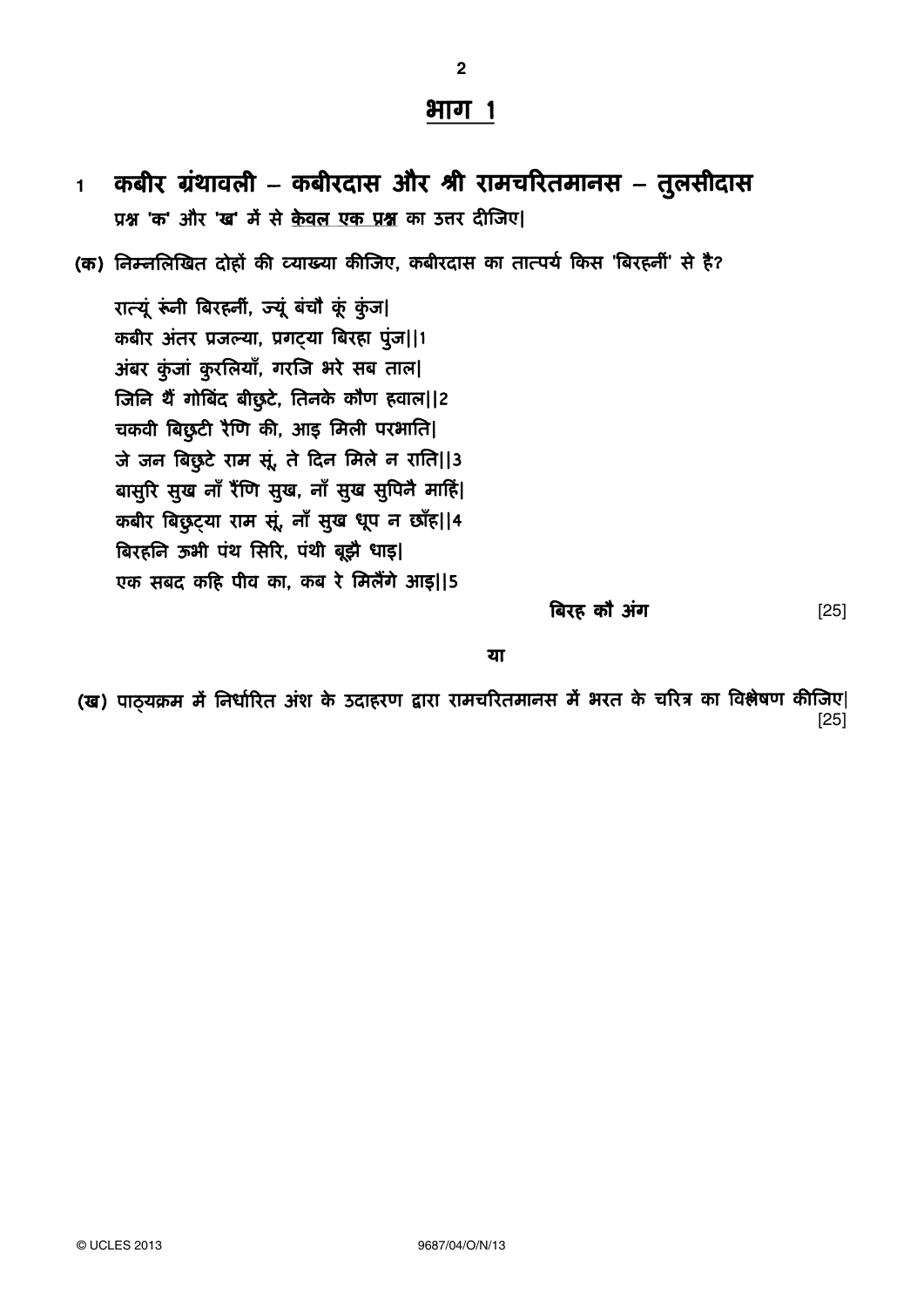## भाग 1

**1 कबीर ग्रंथावली – कबीरदास और श्री रामचरितमानस – तुलसीदास**

**प्रश्न 'क' और 'ख' में से केवल एक प्रश्न का उत्तर दीजिए।**

**(क)** निम्नलिखित दोहों की व्याख्या कीजिए, कबीरदास का तात्पर्य किस 'बिरहनीं' से है?

रात्यूं रूंनी बिरहनीं, ज्यूं बंचौ कूं कुंज।
कबीर अंतर प्रजल्या, प्रगट्या बिरहा पुंज।।1
अंबर कुंजां कुरलियाँ, गरजि भरे सब ताल।
जिनि थैं गोबिंद बीछुटे, तिनके कौण हवाल।।2
चकवी बिछुटी रैणि की, आइ मिली परभाति।
जे जन बिछुटे राम सूं, ते दिन मिले न राति।।3
बासुरि सुख नाँ रैंणि सुख, नाँ सुख सुपिनै माहिं।
कबीर बिछुट्या राम सूं, नाँ सुख धूप न छाँह।।4
बिरहनि ऊभी पंथ सिरि, पंथी बूझै धाइ।
एक सबद कहि पीव का, कब रे मिलैंगे आइ।।5

**बिरह कौ अंग** [25]

**या**

**(ख)** पाठ्यक्रम में निर्धारित अंश के उदाहरण द्वारा रामचरितमानस में भरत के चरित्र का विश्लेषण कीजिए। [25]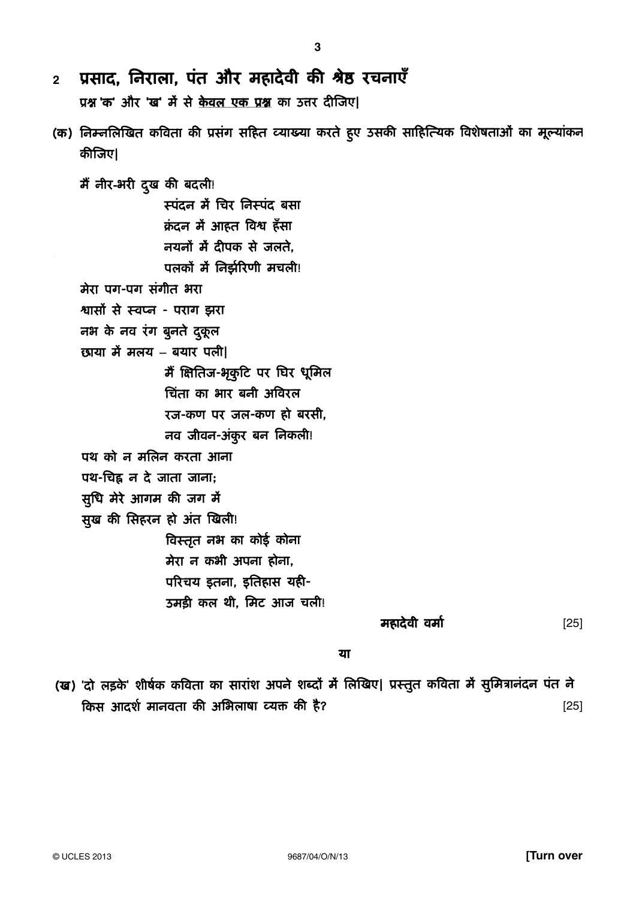## 2 प्रसाद, निराला, पंत और महादेवी की श्रेष्ठ रचनाएँ

प्रश्न 'क' और 'ख' में से <u>केवल एक प्रश्न</u> का उत्तर दीजिए|

(क) निम्नलिखित कविता की प्रसंग सहित व्याख्या करते हुए उसकी साहित्यिक विशेषताओं का मूल्यांकन कीजिए|

मैं नीर-भरी दुख की बदली!

> स्पंदन में चिर निस्पंद बसा
> क्रंदन में आहत विश्व हँसा
> नयनों में दीपक से जलते,
> पलकों में निर्झरिणी मचली!

मेरा पग-पग संगीत भरा
श्वासों से स्वप्न - पराग झरा
नभ के नव रंग बुनते दुकूल
छाया में मलय – बयार पली|

> मैं क्षितिज-भृकुटि पर घिर धूमिल
> चिंता का भार बनी अविरल
> रज-कण पर जल-कण हो बरसी,
> नव जीवन-अंकुर बन निकली!

पथ को न मलिन करता आना
पथ-चिह्न न दे जाता जाना;
सुधि मेरे आगम की जग में
सुख की सिहरन हो अंत खिली!

> विस्तृत नभ का कोई कोना
> मेरा न कभी अपना होना,
> परिचय इतना, इतिहास यही-
> उमड़ी कल थी, मिट आज चली!

**महादेवी वर्मा** [25]

**या**

(ख) 'दो लड़के' शीर्षक कविता का सारांश अपने शब्दों में लिखिए| प्रस्तुत कविता में सुमित्रानंदन पंत ने किस आदर्श मानवता की अभिलाषा व्यक्त की है? [25]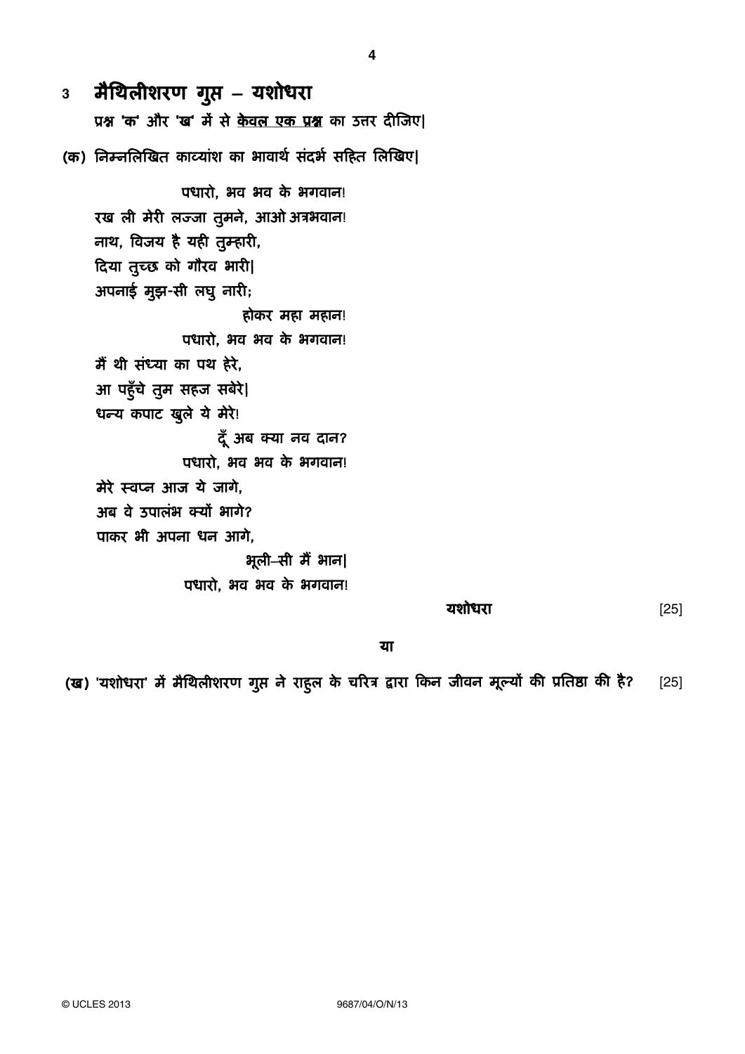## 3 मैथिलीशरण गुप्त – यशोधरा

प्रश्न 'क' और 'ख' में से <u>केवल एक प्रश्न</u> का उत्तर दीजिए|

**(क)** निम्नलिखित काव्यांश का भावार्थ संदर्भ सहित लिखिए|

पधारो, भव भव के भगवान!
रख ली मेरी लज्जा तुमने, आओ अत्रभवान!
नाथ, विजय है यही तुम्हारी,
दिया तुच्छ को गौरव भारी|
अपनाई मुझ-सी लघु नारी;
होकर महा महान!
पधारो, भव भव के भगवान!
मैं थी संध्या का पथ हेरे,
आ पहुँचे तुम सहज सबेरे|
धन्य कपाट खुले ये मेरे!
दूँ अब क्या नव दान?
पधारो, भव भव के भगवान!
मेरे स्वप्न आज ये जागे,
अब वे उपालंभ क्यों भागे?
पाकर भी अपना धन आगे,
भूली–सी मैं भान|
पधारो, भव भव के भगवान!

**यशोधरा** [25]

**या**

**(ख)** 'यशोधरा' में मैथिलीशरण गुप्त ने राहुल के चरित्र द्वारा किन जीवन मूल्यों की प्रतिष्ठा की है? [25]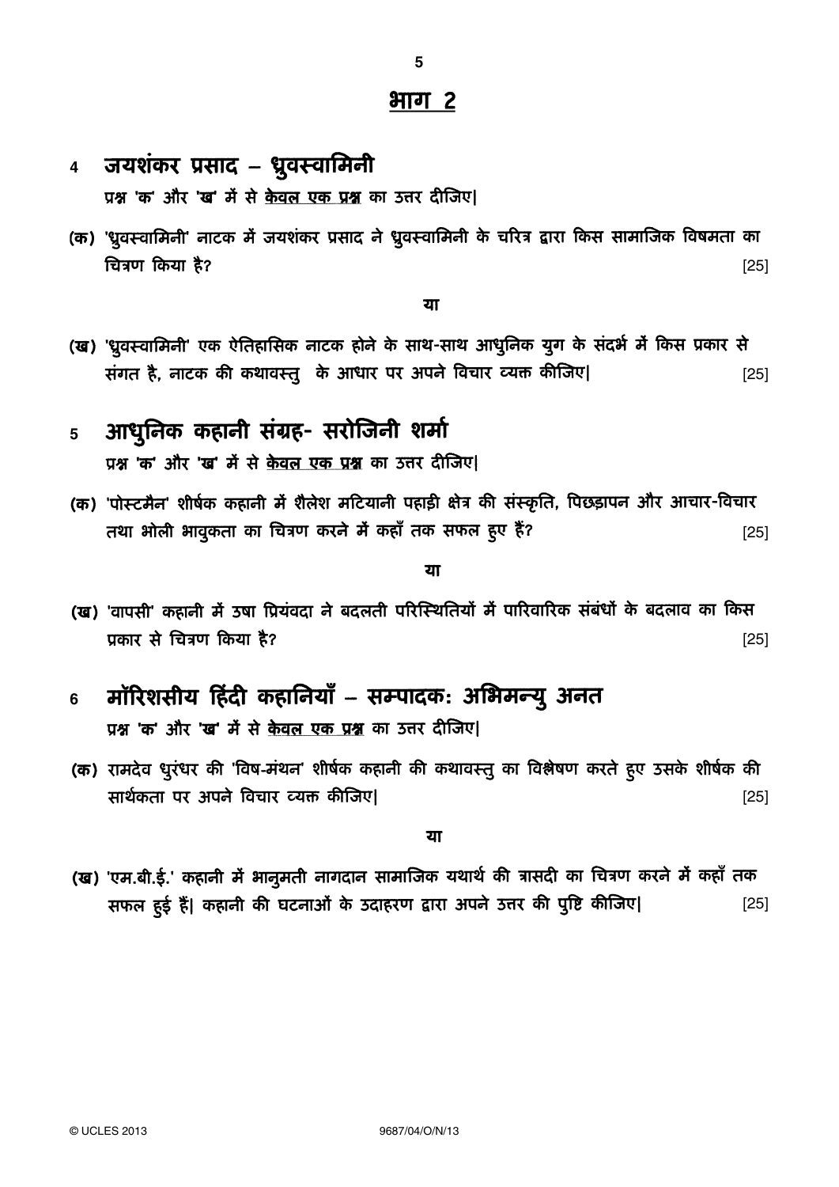## भाग 2

### 4 जयशंकर प्रसाद – ध्रुवस्वामिनी

प्रश्न 'क' और 'ख' में से <u>**केवल एक प्रश्न**</u> का उत्तर दीजिए।

**(क)** 'ध्रुवस्वामिनी' नाटक में जयशंकर प्रसाद ने ध्रुवस्वामिनी के चरित्र द्वारा किस सामाजिक विषमता का चित्रण किया है? [25]

**या**

**(ख)** 'ध्रुवस्वामिनी' एक ऐतिहासिक नाटक होने के साथ-साथ आधुनिक युग के संदर्भ में किस प्रकार से संगत है, नाटक की कथावस्तु के आधार पर अपने विचार व्यक्त कीजिए। [25]

### 5 आधुनिक कहानी संग्रह- सरोजिनी शर्मा

प्रश्न 'क' और 'ख' में से <u>**केवल एक प्रश्न**</u> का उत्तर दीजिए।

**(क)** 'पोस्टमैन' शीर्षक कहानी में शैलेश मटियानी पहाड़ी क्षेत्र की संस्कृति, पिछड़ापन और आचार-विचार तथा भोली भावुकता का चित्रण करने में कहाँ तक सफल हुए हैं? [25]

**या**

**(ख)** 'वापसी' कहानी में उषा प्रियंवदा ने बदलती परिस्थितियों में पारिवारिक संबंधों के बदलाव का किस प्रकार से चित्रण किया है? [25]

### 6 मॉरिशसीय हिंदी कहानियाँ – सम्पादक: अभिमन्यु अनत

प्रश्न 'क' और 'ख' में से <u>**केवल एक प्रश्न**</u> का उत्तर दीजिए।

**(क)** रामदेव धुरंधर की 'विष-मंथन' शीर्षक कहानी की कथावस्तु का विश्लेषण करते हुए उसके शीर्षक की सार्थकता पर अपने विचार व्यक्त कीजिए। [25]

**या**

**(ख)** 'एम.बी.ई.' कहानी में भानुमती नागदान सामाजिक यथार्थ की त्रासदी का चित्रण करने में कहाँ तक सफल हुई हैं। कहानी की घटनाओं के उदाहरण द्वारा अपने उत्तर की पुष्टि कीजिए। [25]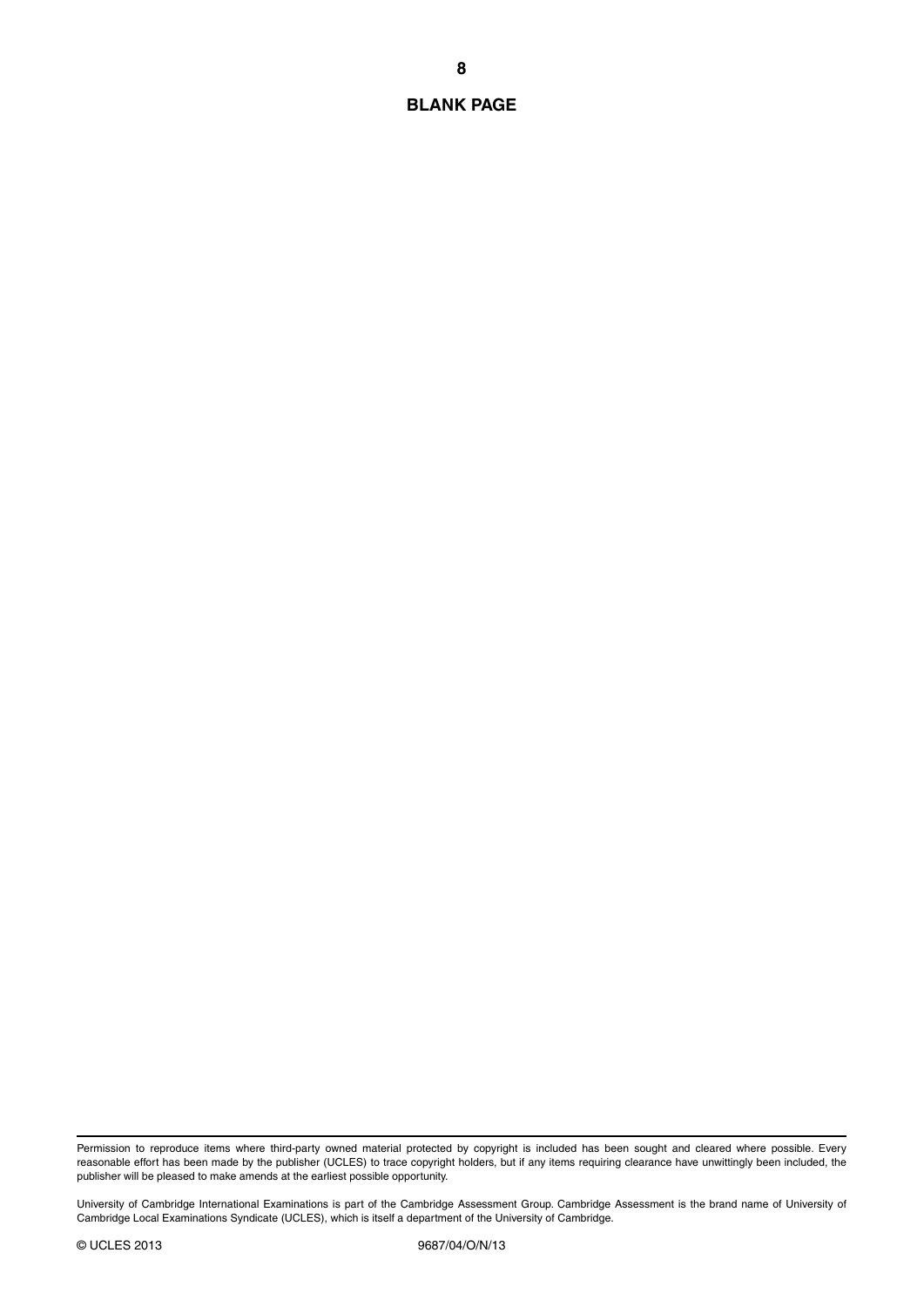**BLANK PAGE**

Permission to reproduce items where third-party owned material protected by copyright is included has been sought and cleared where possible. Every reasonable effort has been made by the publisher (UCLES) to trace copyright holders, but if any items requiring clearance have unwittingly been included, the publisher will be pleased to make amends at the earliest possible opportunity.

University of Cambridge International Examinations is part of the Cambridge Assessment Group. Cambridge Assessment is the brand name of University of Cambridge Local Examinations Syndicate (UCLES), which is itself a department of the University of Cambridge.

© UCLES 2013 9687/04/O/N/13